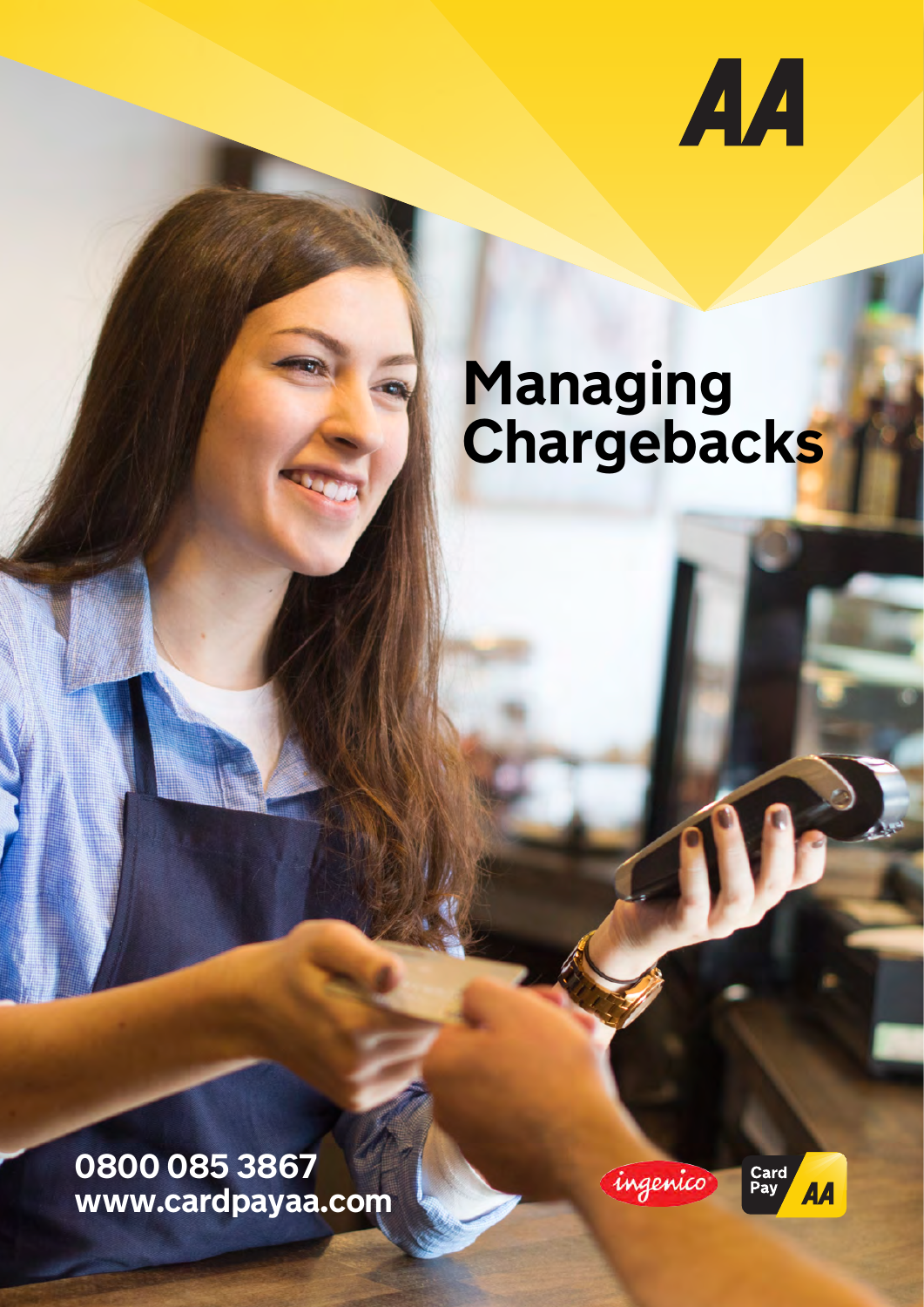# Managing Chargebacks

0800 085 3867
www.cardpayaa.com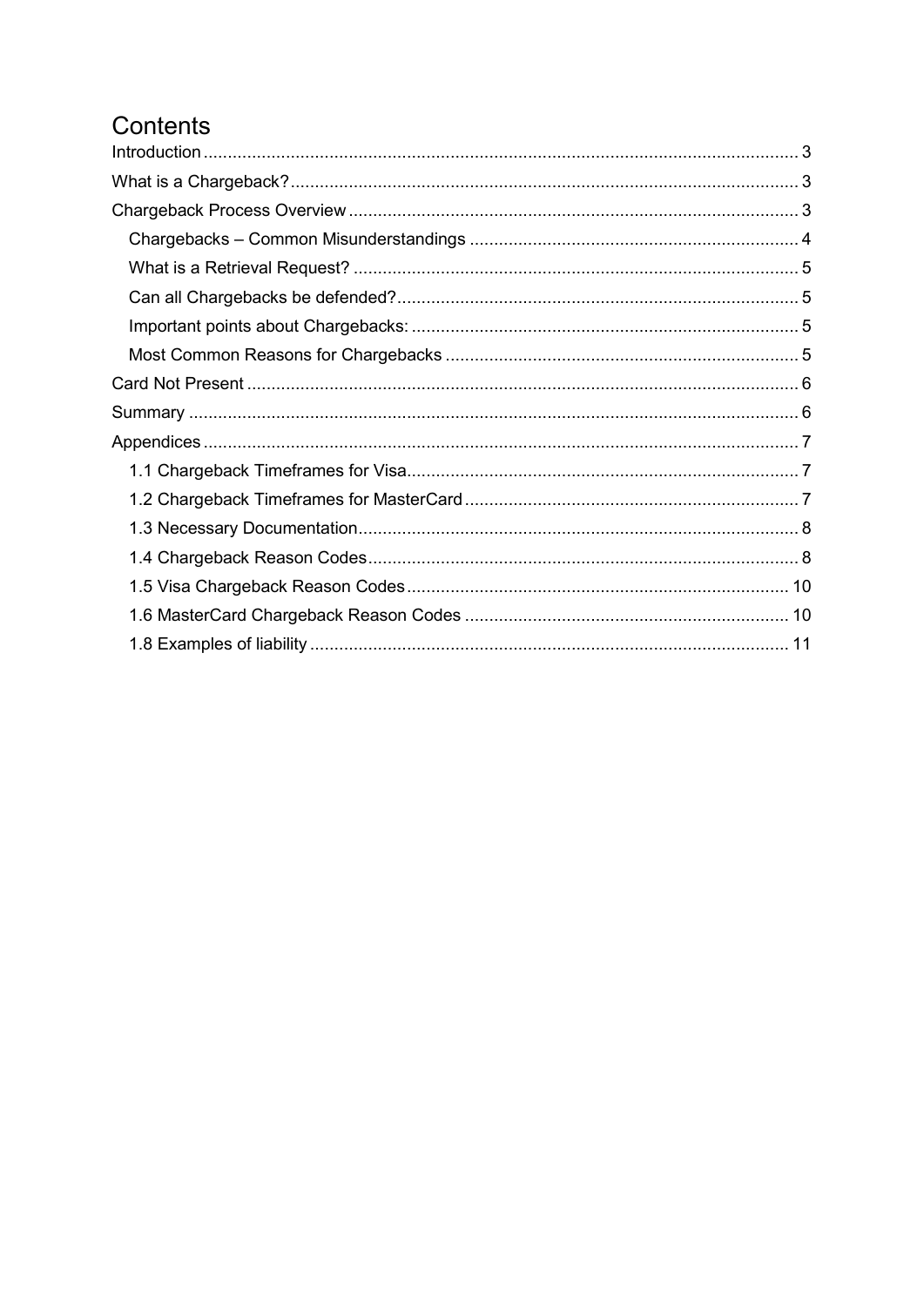# Contents

- Introduction ... 3
- What is a Chargeback? ... 3
- Chargeback Process Overview ... 3
  - Chargebacks – Common Misunderstandings ... 4
  - What is a Retrieval Request? ... 5
  - Can all Chargebacks be defended? ... 5
  - Important points about Chargebacks: ... 5
  - Most Common Reasons for Chargebacks ... 5
- Card Not Present ... 6
- Summary ... 6
- Appendices ... 7
  - 1.1 Chargeback Timeframes for Visa ... 7
  - 1.2 Chargeback Timeframes for MasterCard ... 7
  - 1.3 Necessary Documentation ... 8
  - 1.4 Chargeback Reason Codes ... 8
  - 1.5 Visa Chargeback Reason Codes ... 10
  - 1.6 MasterCard Chargeback Reason Codes ... 10
  - 1.8 Examples of liability ... 11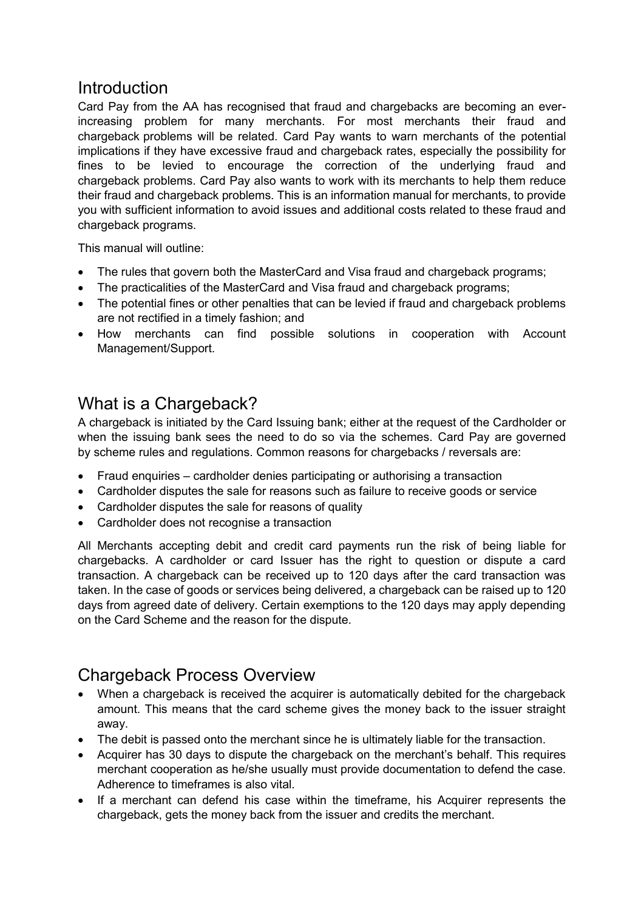## Introduction

Card Pay from the AA has recognised that fraud and chargebacks are becoming an ever-increasing problem for many merchants. For most merchants their fraud and chargeback problems will be related. Card Pay wants to warn merchants of the potential implications if they have excessive fraud and chargeback rates, especially the possibility for fines to be levied to encourage the correction of the underlying fraud and chargeback problems. Card Pay also wants to work with its merchants to help them reduce their fraud and chargeback problems. This is an information manual for merchants, to provide you with sufficient information to avoid issues and additional costs related to these fraud and chargeback programs.

This manual will outline:

- The rules that govern both the MasterCard and Visa fraud and chargeback programs;
- The practicalities of the MasterCard and Visa fraud and chargeback programs;
- The potential fines or other penalties that can be levied if fraud and chargeback problems are not rectified in a timely fashion; and
- How merchants can find possible solutions in cooperation with Account Management/Support.

## What is a Chargeback?

A chargeback is initiated by the Card Issuing bank; either at the request of the Cardholder or when the issuing bank sees the need to do so via the schemes. Card Pay are governed by scheme rules and regulations. Common reasons for chargebacks / reversals are:

- Fraud enquiries – cardholder denies participating or authorising a transaction
- Cardholder disputes the sale for reasons such as failure to receive goods or service
- Cardholder disputes the sale for reasons of quality
- Cardholder does not recognise a transaction

All Merchants accepting debit and credit card payments run the risk of being liable for chargebacks. A cardholder or card Issuer has the right to question or dispute a card transaction. A chargeback can be received up to 120 days after the card transaction was taken. In the case of goods or services being delivered, a chargeback can be raised up to 120 days from agreed date of delivery. Certain exemptions to the 120 days may apply depending on the Card Scheme and the reason for the dispute.

## Chargeback Process Overview

- When a chargeback is received the acquirer is automatically debited for the chargeback amount. This means that the card scheme gives the money back to the issuer straight away.
- The debit is passed onto the merchant since he is ultimately liable for the transaction.
- Acquirer has 30 days to dispute the chargeback on the merchant's behalf. This requires merchant cooperation as he/she usually must provide documentation to defend the case. Adherence to timeframes is also vital.
- If a merchant can defend his case within the timeframe, his Acquirer represents the chargeback, gets the money back from the issuer and credits the merchant.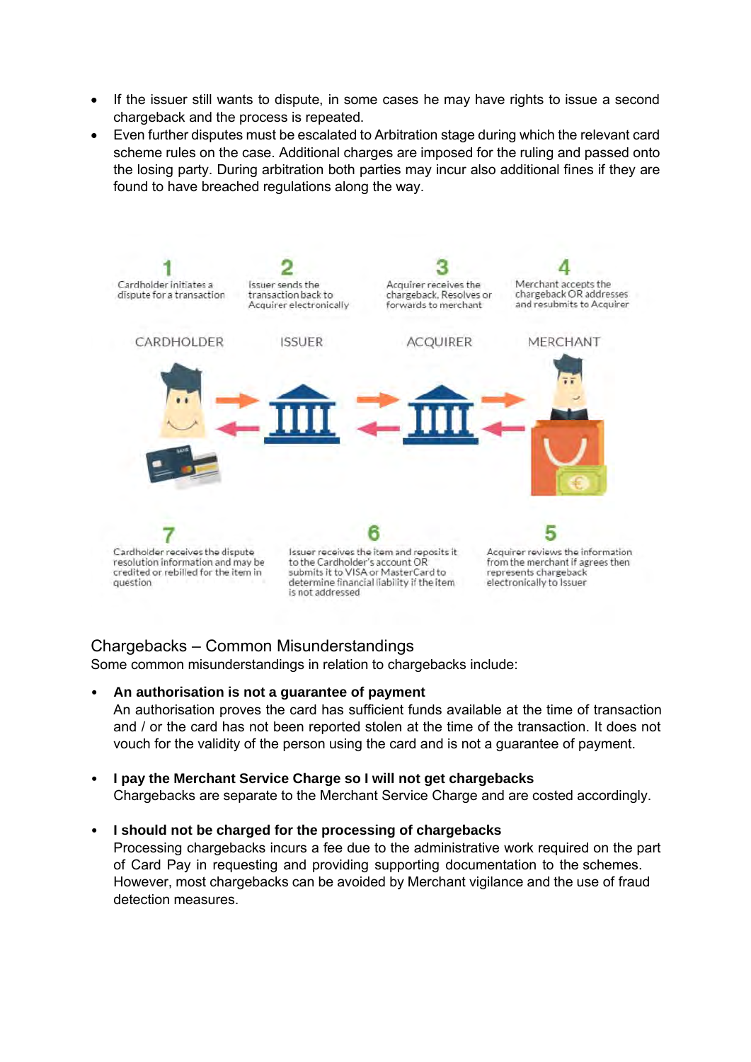- If the issuer still wants to dispute, in some cases he may have rights to issue a second chargeback and the process is repeated.
- Even further disputes must be escalated to Arbitration stage during which the relevant card scheme rules on the case. Additional charges are imposed for the ruling and passed onto the losing party. During arbitration both parties may incur also additional fines if they are found to have breached regulations along the way.

1 Cardholder initiates a dispute for a transaction

2 Issuer sends the transaction back to Acquirer electronically

3 Acquirer receives the chargeback, Resolves or forwards to merchant

4 Merchant accepts the chargeback OR addresses and resubmits to Acquirer

CARDHOLDER ISSUER ACQUIRER MERCHANT

7 Cardholder receives the dispute resolution information and may be credited or rebilled for the item in question

6 Issuer receives the item and reposits it to the Cardholder's account OR submits it to VISA or MasterCard to determine financial liability if the item is not addressed

5 Acquirer reviews the information from the merchant if agrees then represents chargeback electronically to Issuer

## Chargebacks – Common Misunderstandings

Some common misunderstandings in relation to chargebacks include:

- **An authorisation is not a guarantee of payment**
  An authorisation proves the card has sufficient funds available at the time of transaction and / or the card has not been reported stolen at the time of the transaction. It does not vouch for the validity of the person using the card and is not a guarantee of payment.

- **I pay the Merchant Service Charge so I will not get chargebacks**
  Chargebacks are separate to the Merchant Service Charge and are costed accordingly.

- **I should not be charged for the processing of chargebacks**
  Processing chargebacks incurs a fee due to the administrative work required on the part of Card Pay in requesting and providing supporting documentation to the schemes. However, most chargebacks can be avoided by Merchant vigilance and the use of fraud detection measures.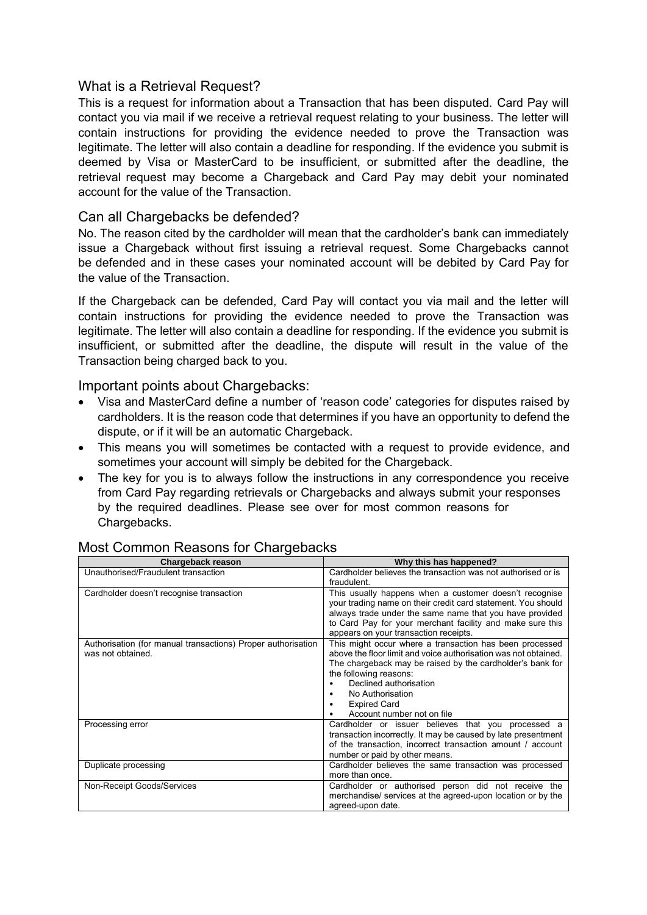## What is a Retrieval Request?

This is a request for information about a Transaction that has been disputed. Card Pay will contact you via mail if we receive a retrieval request relating to your business. The letter will contain instructions for providing the evidence needed to prove the Transaction was legitimate. The letter will also contain a deadline for responding. If the evidence you submit is deemed by Visa or MasterCard to be insufficient, or submitted after the deadline, the retrieval request may become a Chargeback and Card Pay may debit your nominated account for the value of the Transaction.

## Can all Chargebacks be defended?

No. The reason cited by the cardholder will mean that the cardholder's bank can immediately issue a Chargeback without first issuing a retrieval request. Some Chargebacks cannot be defended and in these cases your nominated account will be debited by Card Pay for the value of the Transaction.

If the Chargeback can be defended, Card Pay will contact you via mail and the letter will contain instructions for providing the evidence needed to prove the Transaction was legitimate. The letter will also contain a deadline for responding. If the evidence you submit is insufficient, or submitted after the deadline, the dispute will result in the value of the Transaction being charged back to you.

## Important points about Chargebacks:

- Visa and MasterCard define a number of 'reason code' categories for disputes raised by cardholders. It is the reason code that determines if you have an opportunity to defend the dispute, or if it will be an automatic Chargeback.
- This means you will sometimes be contacted with a request to provide evidence, and sometimes your account will simply be debited for the Chargeback.
- The key for you is to always follow the instructions in any correspondence you receive from Card Pay regarding retrievals or Chargebacks and always submit your responses by the required deadlines. Please see over for most common reasons for Chargebacks.

## Most Common Reasons for Chargebacks

| Chargeback reason | Why this has happened? |
|---|---|
| Unauthorised/Fraudulent transaction | Cardholder believes the transaction was not authorised or is fraudulent. |
| Cardholder doesn't recognise transaction | This usually happens when a customer doesn't recognise your trading name on their credit card statement. You should always trade under the same name that you have provided to Card Pay for your merchant facility and make sure this appears on your transaction receipts. |
| Authorisation (for manual transactions) Proper authorisation was not obtained. | This might occur where a transaction has been processed above the floor limit and voice authorisation was not obtained. The chargeback may be raised by the cardholder's bank for the following reasons: • Declined authorisation • No Authorisation • Expired Card • Account number not on file |
| Processing error | Cardholder or issuer believes that you processed a transaction incorrectly. It may be caused by late presentment of the transaction, incorrect transaction amount / account number or paid by other means. |
| Duplicate processing | Cardholder believes the same transaction was processed more than once. |
| Non-Receipt Goods/Services | Cardholder or authorised person did not receive the merchandise/ services at the agreed-upon location or by the agreed-upon date. |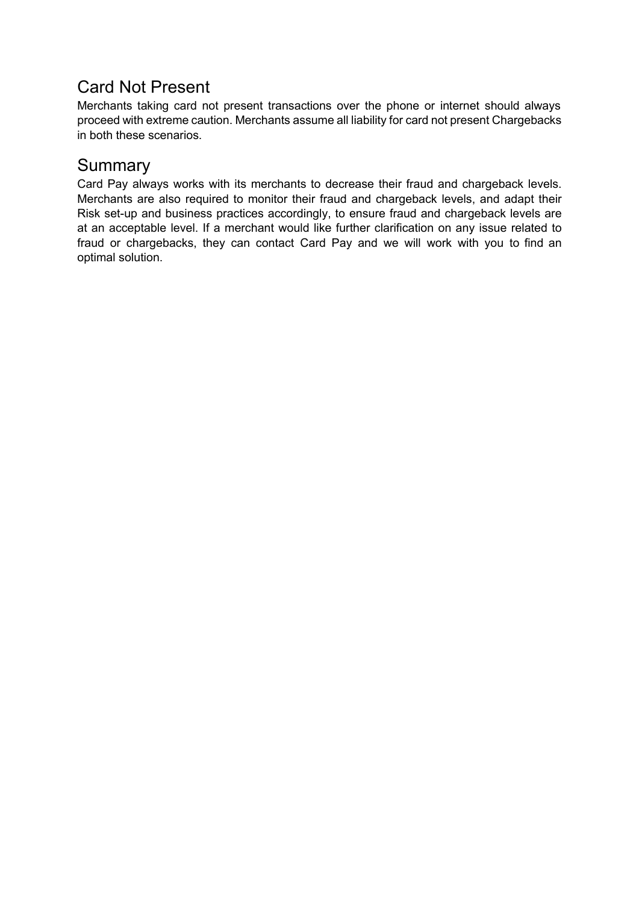## Card Not Present

Merchants taking card not present transactions over the phone or internet should always proceed with extreme caution. Merchants assume all liability for card not present Chargebacks in both these scenarios.

## Summary

Card Pay always works with its merchants to decrease their fraud and chargeback levels. Merchants are also required to monitor their fraud and chargeback levels, and adapt their Risk set-up and business practices accordingly, to ensure fraud and chargeback levels are at an acceptable level. If a merchant would like further clarification on any issue related to fraud or chargebacks, they can contact Card Pay and we will work with you to find an optimal solution.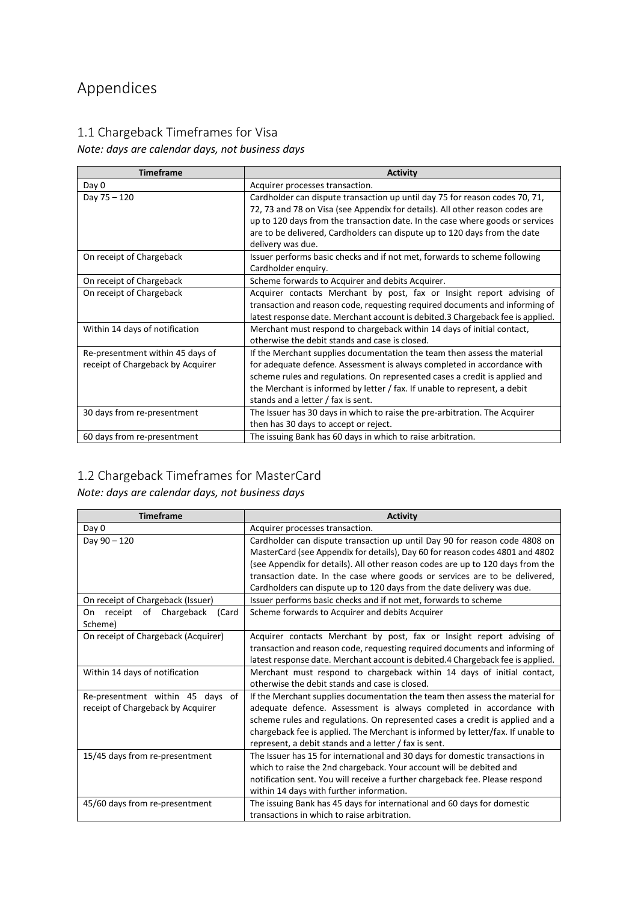# Appendices

## 1.1 Chargeback Timeframes for Visa

*Note: days are calendar days, not business days*

| Timeframe | Activity |
| --- | --- |
| Day 0 | Acquirer processes transaction. |
| Day 75 – 120 | Cardholder can dispute transaction up until day 75 for reason codes 70, 71, 72, 73 and 78 on Visa (see Appendix for details). All other reason codes are up to 120 days from the transaction date. In the case where goods or services are to be delivered, Cardholders can dispute up to 120 days from the date delivery was due. |
| On receipt of Chargeback | Issuer performs basic checks and if not met, forwards to scheme following Cardholder enquiry. |
| On receipt of Chargeback | Scheme forwards to Acquirer and debits Acquirer. |
| On receipt of Chargeback | Acquirer contacts Merchant by post, fax or Insight report advising of transaction and reason code, requesting required documents and informing of latest response date. Merchant account is debited.3 Chargeback fee is applied. |
| Within 14 days of notification | Merchant must respond to chargeback within 14 days of initial contact, otherwise the debit stands and case is closed. |
| Re-presentment within 45 days of receipt of Chargeback by Acquirer | If the Merchant supplies documentation the team then assess the material for adequate defence. Assessment is always completed in accordance with scheme rules and regulations. On represented cases a credit is applied and the Merchant is informed by letter / fax. If unable to represent, a debit stands and a letter / fax is sent. |
| 30 days from re-presentment | The Issuer has 30 days in which to raise the pre-arbitration. The Acquirer then has 30 days to accept or reject. |
| 60 days from re-presentment | The issuing Bank has 60 days in which to raise arbitration. |

## 1.2 Chargeback Timeframes for MasterCard

*Note: days are calendar days, not business days*

| Timeframe | Activity |
| --- | --- |
| Day 0 | Acquirer processes transaction. |
| Day 90 – 120 | Cardholder can dispute transaction up until Day 90 for reason code 4808 on MasterCard (see Appendix for details), Day 60 for reason codes 4801 and 4802 (see Appendix for details). All other reason codes are up to 120 days from the transaction date. In the case where goods or services are to be delivered, Cardholders can dispute up to 120 days from the date delivery was due. |
| On receipt of Chargeback (Issuer) | Issuer performs basic checks and if not met, forwards to scheme |
| On receipt of Chargeback (Card Scheme) | Scheme forwards to Acquirer and debits Acquirer |
| On receipt of Chargeback (Acquirer) | Acquirer contacts Merchant by post, fax or Insight report advising of transaction and reason code, requesting required documents and informing of latest response date. Merchant account is debited.4 Chargeback fee is applied. |
| Within 14 days of notification | Merchant must respond to chargeback within 14 days of initial contact, otherwise the debit stands and case is closed. |
| Re-presentment within 45 days of receipt of Chargeback by Acquirer | If the Merchant supplies documentation the team then assess the material for adequate defence. Assessment is always completed in accordance with scheme rules and regulations. On represented cases a credit is applied and a chargeback fee is applied. The Merchant is informed by letter/fax. If unable to represent, a debit stands and a letter / fax is sent. |
| 15/45 days from re-presentment | The Issuer has 15 for international and 30 days for domestic transactions in which to raise the 2nd chargeback. Your account will be debited and notification sent. You will receive a further chargeback fee. Please respond within 14 days with further information. |
| 45/60 days from re-presentment | The issuing Bank has 45 days for international and 60 days for domestic transactions in which to raise arbitration. |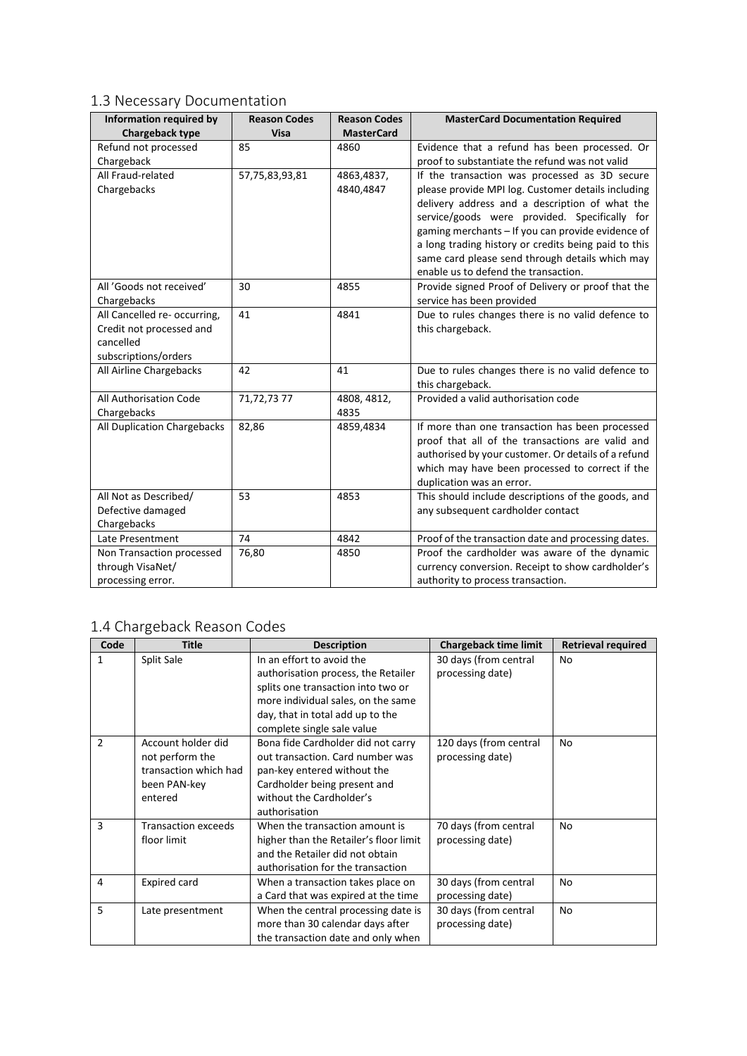## 1.3 Necessary Documentation

| Information required by Chargeback type | Reason Codes Visa | Reason Codes MasterCard | MasterCard Documentation Required |
|---|---|---|---|
| Refund not processed Chargeback | 85 | 4860 | Evidence that a refund has been processed. Or proof to substantiate the refund was not valid |
| All Fraud-related Chargebacks | 57,75,83,93,81 | 4863,4837, 4840,4847 | If the transaction was processed as 3D secure please provide MPI log. Customer details including delivery address and a description of what the service/goods were provided. Specifically for gaming merchants – If you can provide evidence of a long trading history or credits being paid to this same card please send through details which may enable us to defend the transaction. |
| All 'Goods not received' Chargebacks | 30 | 4855 | Provide signed Proof of Delivery or proof that the service has been provided |
| All Cancelled re- occurring, Credit not processed and cancelled subscriptions/orders | 41 | 4841 | Due to rules changes there is no valid defence to this chargeback. |
| All Airline Chargebacks | 42 | 41 | Due to rules changes there is no valid defence to this chargeback. |
| All Authorisation Code Chargebacks | 71,72,73 77 | 4808, 4812, 4835 | Provided a valid authorisation code |
| All Duplication Chargebacks | 82,86 | 4859,4834 | If more than one transaction has been processed proof that all of the transactions are valid and authorised by your customer. Or details of a refund which may have been processed to correct if the duplication was an error. |
| All Not as Described/ Defective damaged Chargebacks | 53 | 4853 | This should include descriptions of the goods, and any subsequent cardholder contact |
| Late Presentment | 74 | 4842 | Proof of the transaction date and processing dates. |
| Non Transaction processed through VisaNet/ processing error. | 76,80 | 4850 | Proof the cardholder was aware of the dynamic currency conversion. Receipt to show cardholder's authority to process transaction. |

## 1.4 Chargeback Reason Codes

| Code | Title | Description | Chargeback time limit | Retrieval required |
|---|---|---|---|---|
| 1 | Split Sale | In an effort to avoid the authorisation process, the Retailer splits one transaction into two or more individual sales, on the same day, that in total add up to the complete single sale value | 30 days (from central processing date) | No |
| 2 | Account holder did not perform the transaction which had been PAN-key entered | Bona fide Cardholder did not carry out transaction. Card number was pan-key entered without the Cardholder being present and without the Cardholder's authorisation | 120 days (from central processing date) | No |
| 3 | Transaction exceeds floor limit | When the transaction amount is higher than the Retailer's floor limit and the Retailer did not obtain authorisation for the transaction | 70 days (from central processing date) | No |
| 4 | Expired card | When a transaction takes place on a Card that was expired at the time | 30 days (from central processing date) | No |
| 5 | Late presentment | When the central processing date is more than 30 calendar days after the transaction date and only when | 30 days (from central processing date) | No |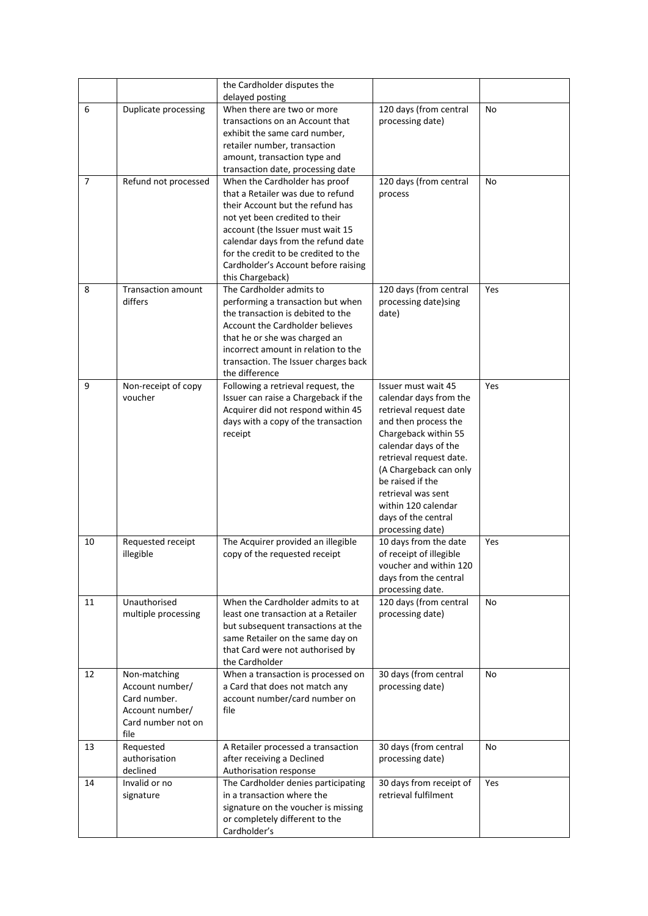|  |  | the Cardholder disputes the delayed posting |  |  |
|---|---|---|---|---|
| 6 | Duplicate processing | When there are two or more transactions on an Account that exhibit the same card number, retailer number, transaction amount, transaction type and transaction date, processing date | 120 days (from central processing date) | No |
| 7 | Refund not processed | When the Cardholder has proof that a Retailer was due to refund their Account but the refund has not yet been credited to their account (the Issuer must wait 15 calendar days from the refund date for the credit to be credited to the Cardholder's Account before raising this Chargeback) | 120 days (from central process | No |
| 8 | Transaction amount differs | The Cardholder admits to performing a transaction but when the transaction is debited to the Account the Cardholder believes that he or she was charged an incorrect amount in relation to the transaction. The Issuer charges back the difference | 120 days (from central processing date)sing date) | Yes |
| 9 | Non-receipt of copy voucher | Following a retrieval request, the Issuer can raise a Chargeback if the Acquirer did not respond within 45 days with a copy of the transaction receipt | Issuer must wait 45 calendar days from the retrieval request date and then process the Chargeback within 55 calendar days of the retrieval request date. (A Chargeback can only be raised if the retrieval was sent within 120 calendar days of the central processing date) | Yes |
| 10 | Requested receipt illegible | The Acquirer provided an illegible copy of the requested receipt | 10 days from the date of receipt of illegible voucher and within 120 days from the central processing date. | Yes |
| 11 | Unauthorised multiple processing | When the Cardholder admits to at least one transaction at a Retailer but subsequent transactions at the same Retailer on the same day on that Card were not authorised by the Cardholder | 120 days (from central processing date) | No |
| 12 | Non-matching Account number/ Card number. Account number/ Card number not on file | When a transaction is processed on a Card that does not match any account number/card number on file | 30 days (from central processing date) | No |
| 13 | Requested authorisation declined | A Retailer processed a transaction after receiving a Declined Authorisation response | 30 days (from central processing date) | No |
| 14 | Invalid or no signature | The Cardholder denies participating in a transaction where the signature on the voucher is missing or completely different to the Cardholder's | 30 days from receipt of retrieval fulfilment | Yes |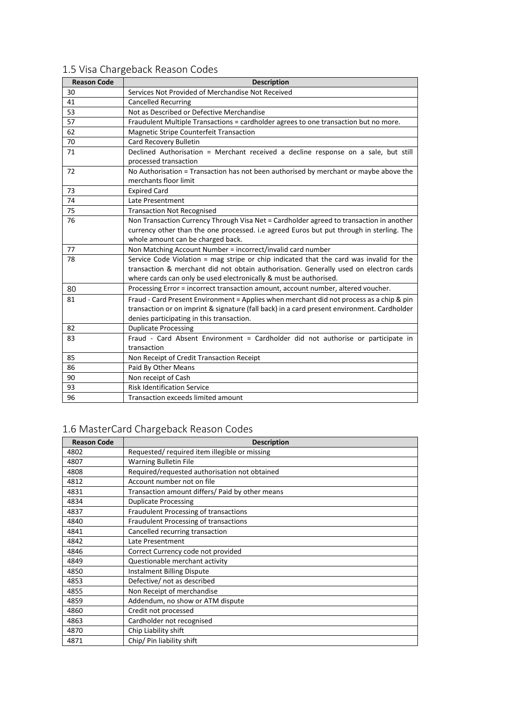## 1.5 Visa Chargeback Reason Codes

| Reason Code | Description |
|---|---|
| 30 | Services Not Provided of Merchandise Not Received |
| 41 | Cancelled Recurring |
| 53 | Not as Described or Defective Merchandise |
| 57 | Fraudulent Multiple Transactions = cardholder agrees to one transaction but no more. |
| 62 | Magnetic Stripe Counterfeit Transaction |
| 70 | Card Recovery Bulletin |
| 71 | Declined Authorisation = Merchant received a decline response on a sale, but still processed transaction |
| 72 | No Authorisation = Transaction has not been authorised by merchant or maybe above the merchants floor limit |
| 73 | Expired Card |
| 74 | Late Presentment |
| 75 | Transaction Not Recognised |
| 76 | Non Transaction Currency Through Visa Net = Cardholder agreed to transaction in another currency other than the one processed. i.e agreed Euros but put through in sterling. The whole amount can be charged back. |
| 77 | Non Matching Account Number = incorrect/invalid card number |
| 78 | Service Code Violation = mag stripe or chip indicated that the card was invalid for the transaction & merchant did not obtain authorisation. Generally used on electron cards where cards can only be used electronically & must be authorised. |
| 80 | Processing Error = incorrect transaction amount, account number, altered voucher. |
| 81 | Fraud - Card Present Environment = Applies when merchant did not process as a chip & pin transaction or on imprint & signature (fall back) in a card present environment. Cardholder denies participating in this transaction. |
| 82 | Duplicate Processing |
| 83 | Fraud - Card Absent Environment = Cardholder did not authorise or participate in transaction |
| 85 | Non Receipt of Credit Transaction Receipt |
| 86 | Paid By Other Means |
| 90 | Non receipt of Cash |
| 93 | Risk Identification Service |
| 96 | Transaction exceeds limited amount |

## 1.6 MasterCard Chargeback Reason Codes

| Reason Code | Description |
|---|---|
| 4802 | Requested/ required item illegible or missing |
| 4807 | Warning Bulletin File |
| 4808 | Required/requested authorisation not obtained |
| 4812 | Account number not on file |
| 4831 | Transaction amount differs/ Paid by other means |
| 4834 | Duplicate Processing |
| 4837 | Fraudulent Processing of transactions |
| 4840 | Fraudulent Processing of transactions |
| 4841 | Cancelled recurring transaction |
| 4842 | Late Presentment |
| 4846 | Correct Currency code not provided |
| 4849 | Questionable merchant activity |
| 4850 | Instalment Billing Dispute |
| 4853 | Defective/ not as described |
| 4855 | Non Receipt of merchandise |
| 4859 | Addendum, no show or ATM dispute |
| 4860 | Credit not processed |
| 4863 | Cardholder not recognised |
| 4870 | Chip Liability shift |
| 4871 | Chip/ Pin liability shift |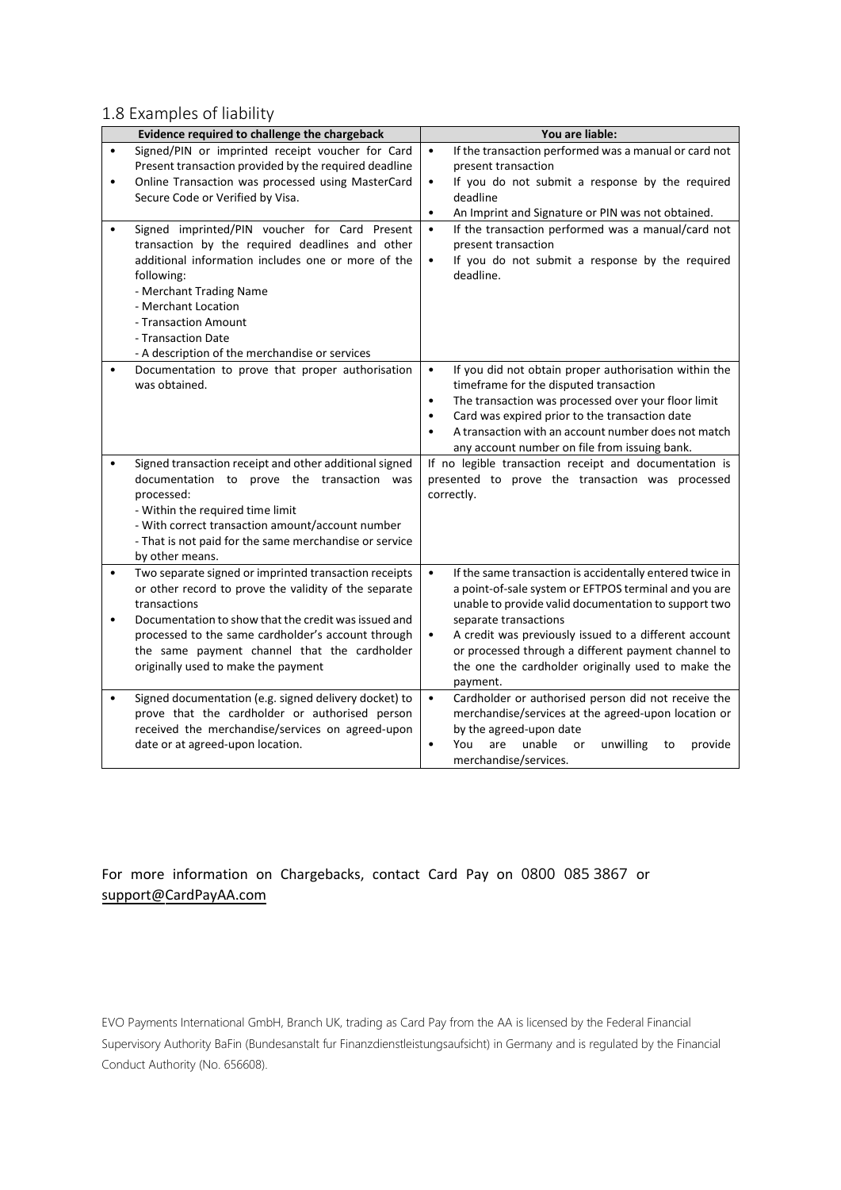## 1.8 Examples of liability

| Evidence required to challenge the chargeback | You are liable: |
|---|---|
| • Signed/PIN or imprinted receipt voucher for Card Present transaction provided by the required deadline<br>• Online Transaction was processed using MasterCard Secure Code or Verified by Visa. | • If the transaction performed was a manual or card not present transaction<br>• If you do not submit a response by the required deadline<br>• An Imprint and Signature or PIN was not obtained. |
| • Signed imprinted/PIN voucher for Card Present transaction by the required deadlines and other additional information includes one or more of the following:<br>- Merchant Trading Name<br>- Merchant Location<br>- Transaction Amount<br>- Transaction Date<br>- A description of the merchandise or services | • If the transaction performed was a manual/card not present transaction<br>• If you do not submit a response by the required deadline. |
| • Documentation to prove that proper authorisation was obtained. | • If you did not obtain proper authorisation within the timeframe for the disputed transaction<br>• The transaction was processed over your floor limit<br>• Card was expired prior to the transaction date<br>• A transaction with an account number does not match any account number on file from issuing bank. |
| • Signed transaction receipt and other additional signed documentation to prove the transaction was processed:<br>- Within the required time limit<br>- With correct transaction amount/account number<br>- That is not paid for the same merchandise or service by other means. | If no legible transaction receipt and documentation is presented to prove the transaction was processed correctly. |
| • Two separate signed or imprinted transaction receipts or other record to prove the validity of the separate transactions<br>• Documentation to show that the credit was issued and processed to the same cardholder's account through the same payment channel that the cardholder originally used to make the payment | • If the same transaction is accidentally entered twice in a point-of-sale system or EFTPOS terminal and you are unable to provide valid documentation to support two separate transactions<br>• A credit was previously issued to a different account or processed through a different payment channel to the one the cardholder originally used to make the payment. |
| • Signed documentation (e.g. signed delivery docket) to prove that the cardholder or authorised person received the merchandise/services on agreed-upon date or at agreed-upon location. | • Cardholder or authorised person did not receive the merchandise/services at the agreed-upon location or by the agreed-upon date<br>• You are unable or unwilling to provide merchandise/services. |

For more information on Chargebacks, contact Card Pay on 0800 085 3867 or support@CardPayAA.com

EVO Payments International GmbH, Branch UK, trading as Card Pay from the AA is licensed by the Federal Financial Supervisory Authority BaFin (Bundesanstalt fur Finanzdienstleistungsaufsicht) in Germany and is regulated by the Financial Conduct Authority (No. 656608).